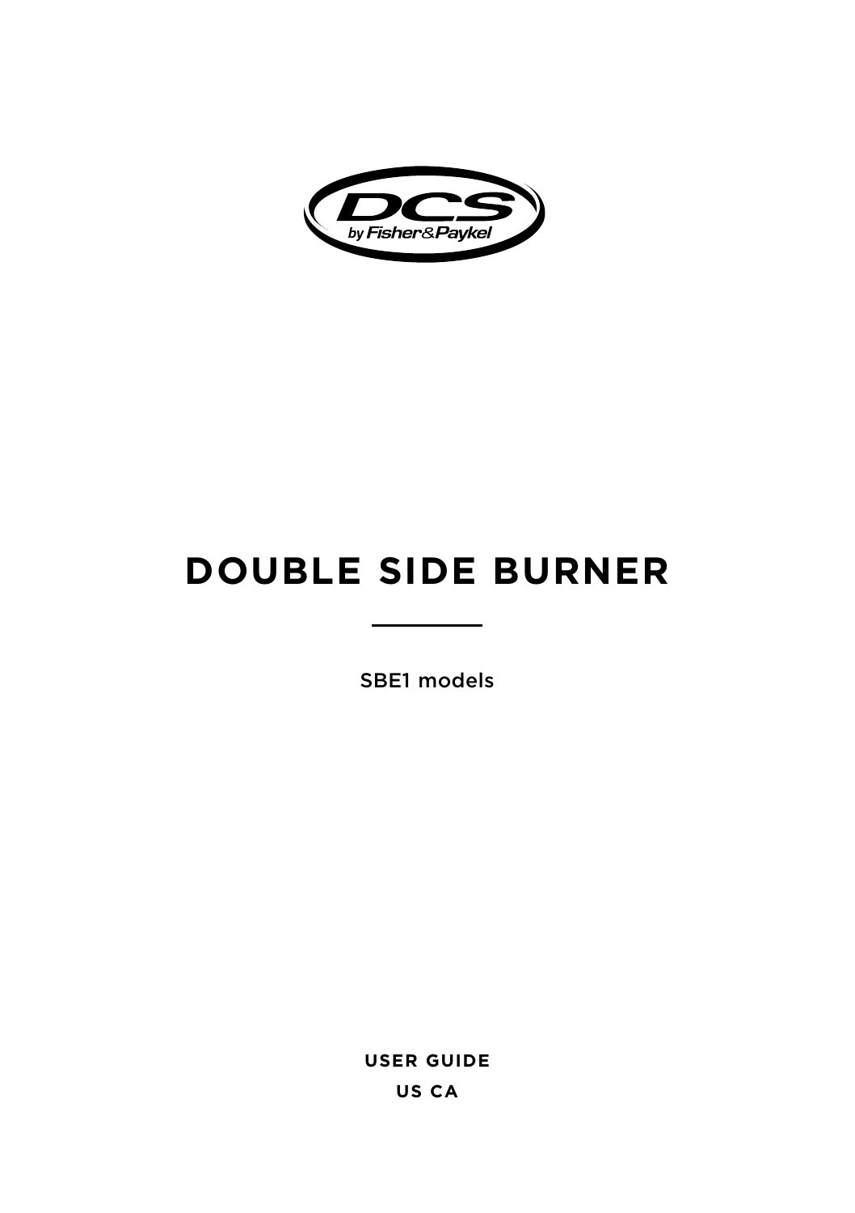# DOUBLE SIDE BURNER

SBE1 models

**USER GUIDE**

**US CA**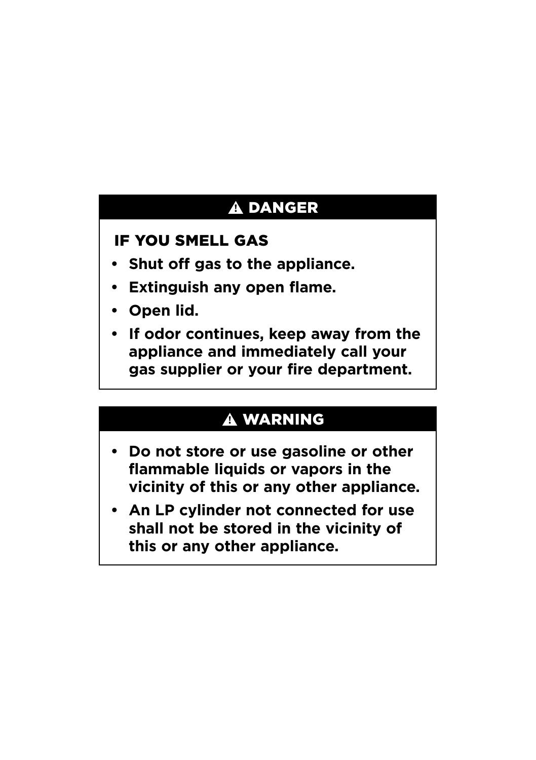## ⚠ DANGER

**IF YOU SMELL GAS**

- **Shut off gas to the appliance.**
- **Extinguish any open flame.**
- **Open lid.**
- **If odor continues, keep away from the appliance and immediately call your gas supplier or your fire department.**

## ⚠ WARNING

- **Do not store or use gasoline or other flammable liquids or vapors in the vicinity of this or any other appliance.**
- **An LP cylinder not connected for use shall not be stored in the vicinity of this or any other appliance.**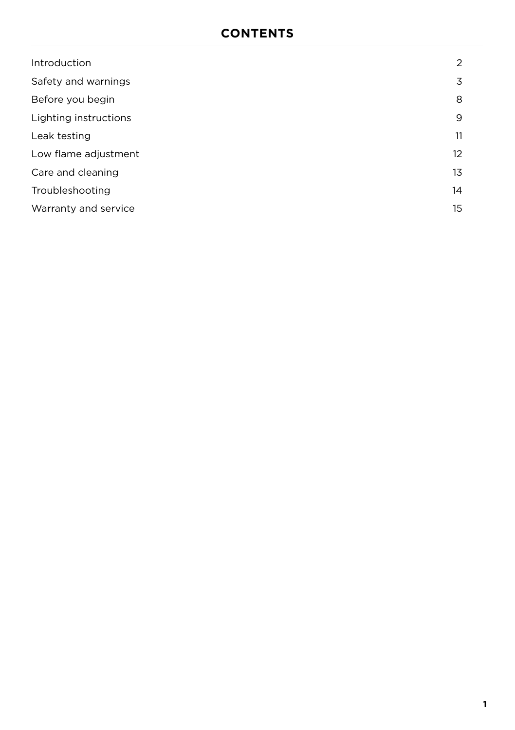# CONTENTS

| | |
|---|---|
| Introduction | 2 |
| Safety and warnings | 3 |
| Before you begin | 8 |
| Lighting instructions | 9 |
| Leak testing | 11 |
| Low flame adjustment | 12 |
| Care and cleaning | 13 |
| Troubleshooting | 14 |
| Warranty and service | 15 |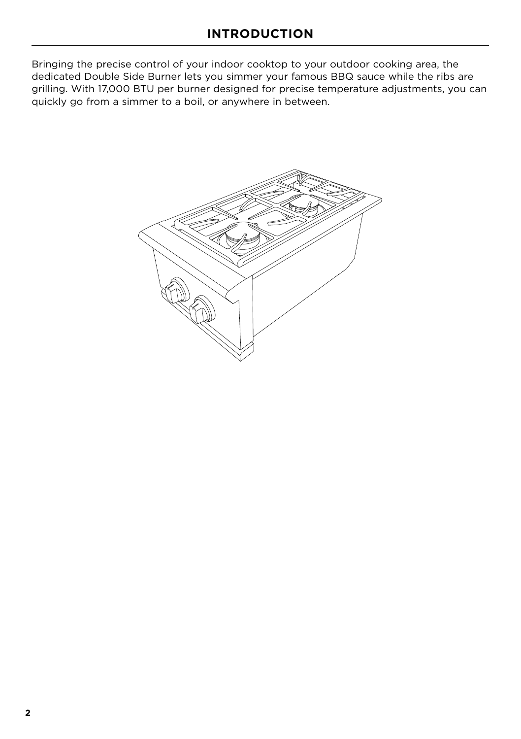# INTRODUCTION

Bringing the precise control of your indoor cooktop to your outdoor cooking area, the dedicated Double Side Burner lets you simmer your famous BBQ sauce while the ribs are grilling. With 17,000 BTU per burner designed for precise temperature adjustments, you can quickly go from a simmer to a boil, or anywhere in between.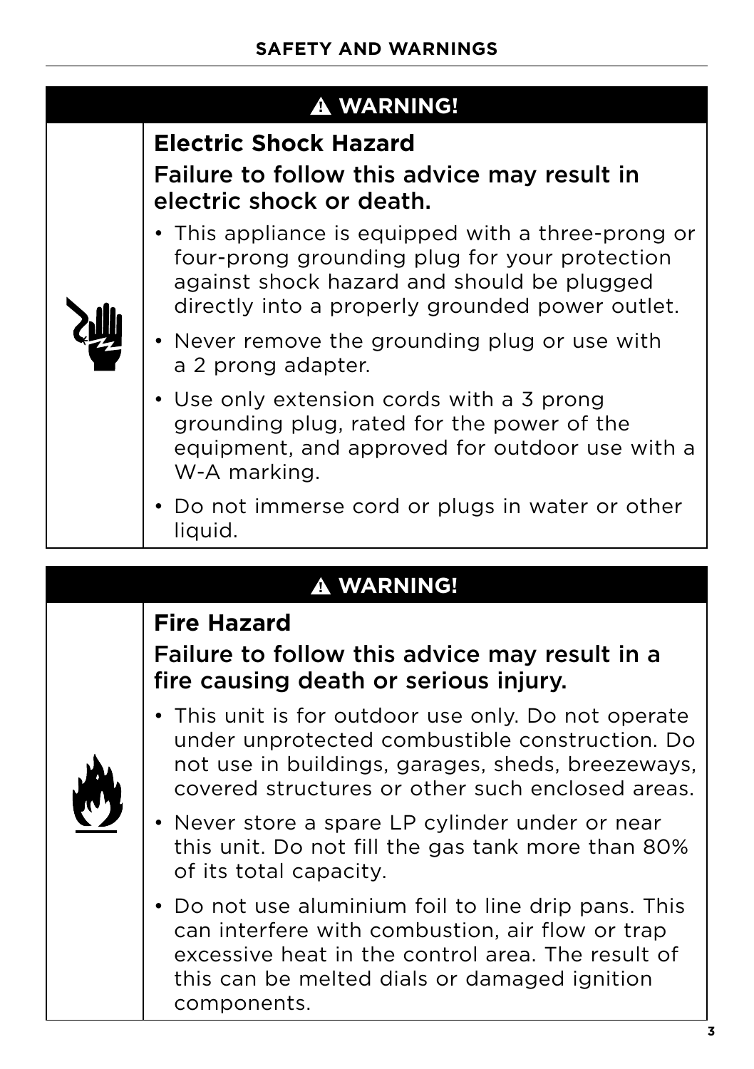## SAFETY AND WARNINGS

### ⚠ WARNING!

**Electric Shock Hazard**

**Failure to follow this advice may result in electric shock or death.**

- This appliance is equipped with a three-prong or four-prong grounding plug for your protection against shock hazard and should be plugged directly into a properly grounded power outlet.
- Never remove the grounding plug or use with a 2 prong adapter.
- Use only extension cords with a 3 prong grounding plug, rated for the power of the equipment, and approved for outdoor use with a W-A marking.
- Do not immerse cord or plugs in water or other liquid.

### ⚠ WARNING!

**Fire Hazard**

**Failure to follow this advice may result in a fire causing death or serious injury.**

- This unit is for outdoor use only. Do not operate under unprotected combustible construction. Do not use in buildings, garages, sheds, breezeways, covered structures or other such enclosed areas.
- Never store a spare LP cylinder under or near this unit. Do not fill the gas tank more than 80% of its total capacity.
- Do not use aluminium foil to line drip pans. This can interfere with combustion, air flow or trap excessive heat in the control area. The result of this can be melted dials or damaged ignition components.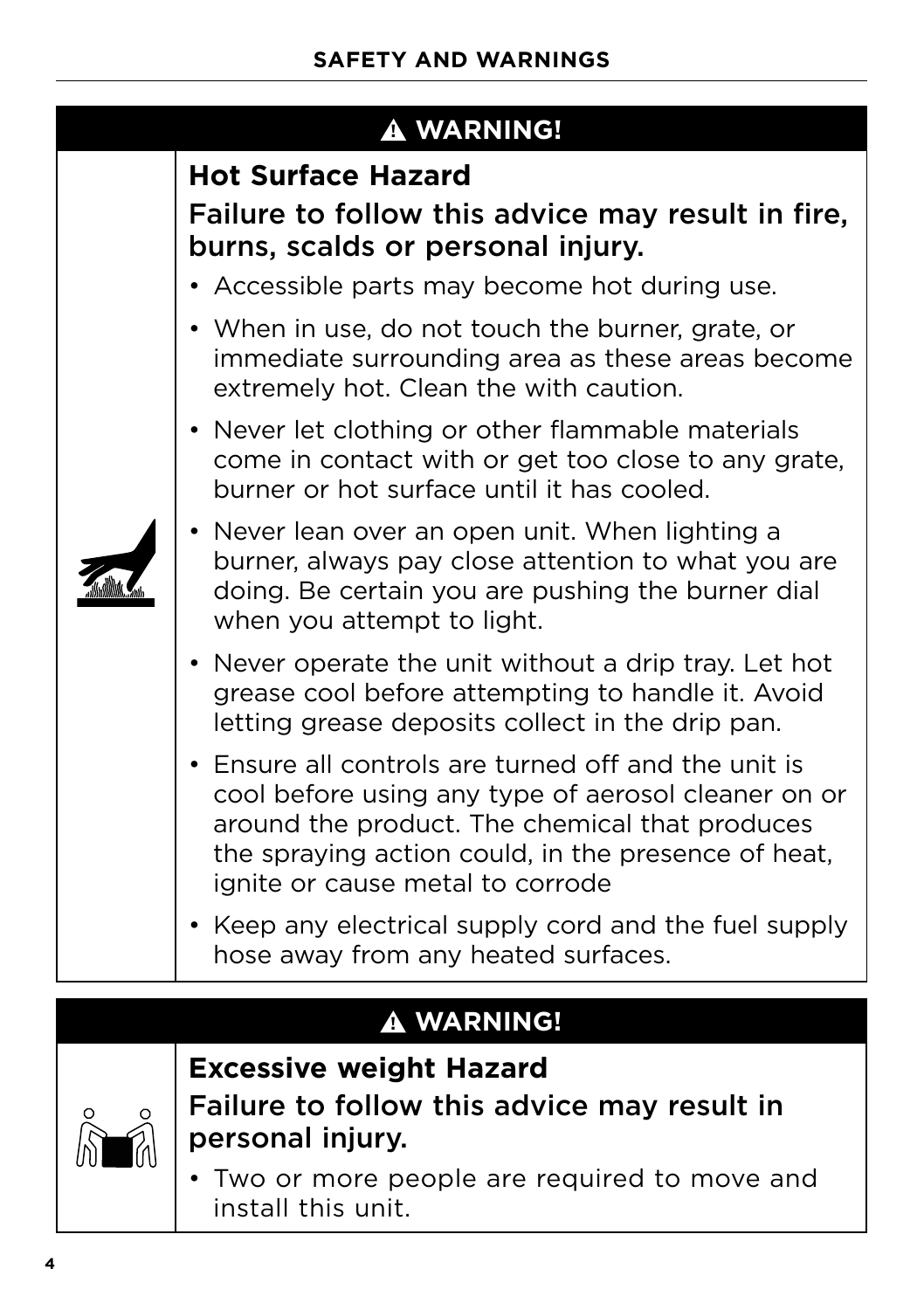## SAFETY AND WARNINGS

### ⚠ WARNING!

**Hot Surface Hazard**

Failure to follow this advice may result in fire, burns, scalds or personal injury.

- Accessible parts may become hot during use.
- When in use, do not touch the burner, grate, or immediate surrounding area as these areas become extremely hot. Clean the with caution.
- Never let clothing or other flammable materials come in contact with or get too close to any grate, burner or hot surface until it has cooled.
- Never lean over an open unit. When lighting a burner, always pay close attention to what you are doing. Be certain you are pushing the burner dial when you attempt to light.
- Never operate the unit without a drip tray. Let hot grease cool before attempting to handle it. Avoid letting grease deposits collect in the drip pan.
- Ensure all controls are turned off and the unit is cool before using any type of aerosol cleaner on or around the product. The chemical that produces the spraying action could, in the presence of heat, ignite or cause metal to corrode
- Keep any electrical supply cord and the fuel supply hose away from any heated surfaces.

### ⚠ WARNING!

**Excessive weight Hazard**

Failure to follow this advice may result in personal injury.

- Two or more people are required to move and install this unit.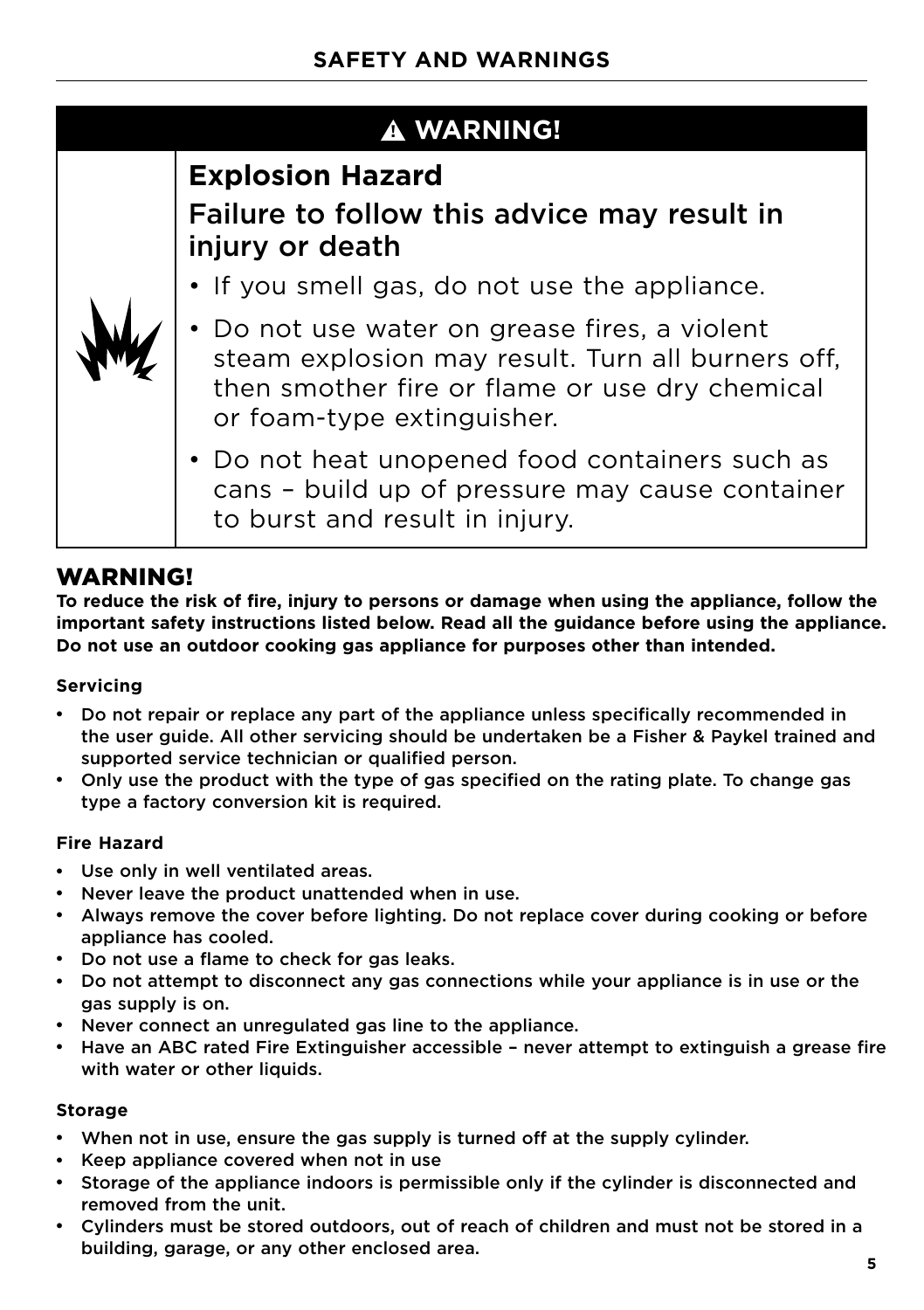## SAFETY AND WARNINGS

### ⚠ WARNING!

**Explosion Hazard**

Failure to follow this advice may result in injury or death

- If you smell gas, do not use the appliance.
- Do not use water on grease fires, a violent steam explosion may result. Turn all burners off, then smother fire or flame or use dry chemical or foam-type extinguisher.
- Do not heat unopened food containers such as cans – build up of pressure may cause container to burst and result in injury.

### WARNING!

**To reduce the risk of fire, injury to persons or damage when using the appliance, follow the important safety instructions listed below. Read all the guidance before using the appliance. Do not use an outdoor cooking gas appliance for purposes other than intended.**

#### Servicing

- Do not repair or replace any part of the appliance unless specifically recommended in the user guide. All other servicing should be undertaken be a Fisher & Paykel trained and supported service technician or qualified person.
- Only use the product with the type of gas specified on the rating plate. To change gas type a factory conversion kit is required.

#### Fire Hazard

- Use only in well ventilated areas.
- Never leave the product unattended when in use.
- Always remove the cover before lighting. Do not replace cover during cooking or before appliance has cooled.
- Do not use a flame to check for gas leaks.
- Do not attempt to disconnect any gas connections while your appliance is in use or the gas supply is on.
- Never connect an unregulated gas line to the appliance.
- Have an ABC rated Fire Extinguisher accessible – never attempt to extinguish a grease fire with water or other liquids.

#### Storage

- When not in use, ensure the gas supply is turned off at the supply cylinder.
- Keep appliance covered when not in use
- Storage of the appliance indoors is permissible only if the cylinder is disconnected and removed from the unit.
- Cylinders must be stored outdoors, out of reach of children and must not be stored in a building, garage, or any other enclosed area.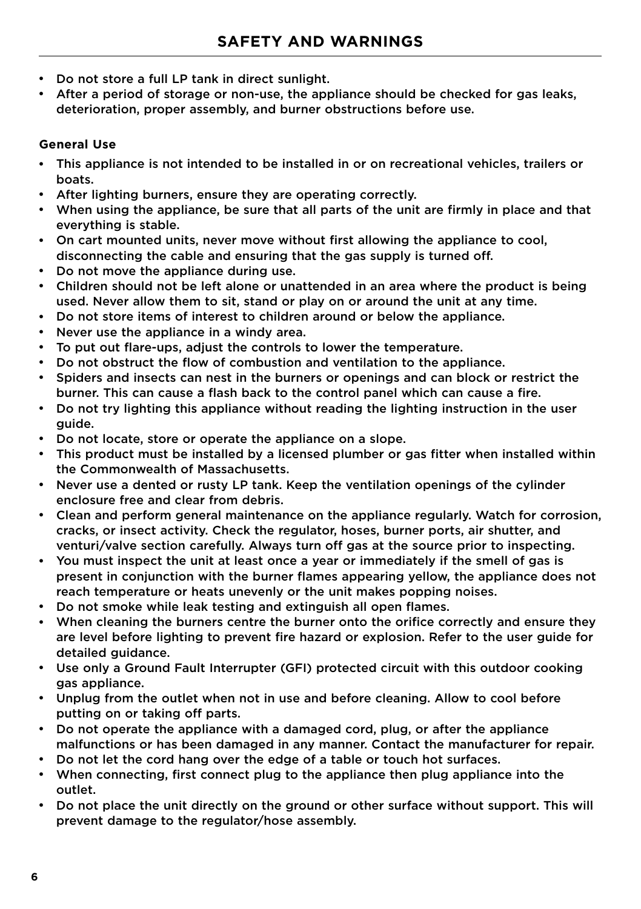## SAFETY AND WARNINGS

- Do not store a full LP tank in direct sunlight.
- After a period of storage or non-use, the appliance should be checked for gas leaks, deterioration, proper assembly, and burner obstructions before use.

### General Use

- This appliance is not intended to be installed in or on recreational vehicles, trailers or boats.
- After lighting burners, ensure they are operating correctly.
- When using the appliance, be sure that all parts of the unit are firmly in place and that everything is stable.
- On cart mounted units, never move without first allowing the appliance to cool, disconnecting the cable and ensuring that the gas supply is turned off.
- Do not move the appliance during use.
- Children should not be left alone or unattended in an area where the product is being used. Never allow them to sit, stand or play on or around the unit at any time.
- Do not store items of interest to children around or below the appliance.
- Never use the appliance in a windy area.
- To put out flare-ups, adjust the controls to lower the temperature.
- Do not obstruct the flow of combustion and ventilation to the appliance.
- Spiders and insects can nest in the burners or openings and can block or restrict the burner. This can cause a flash back to the control panel which can cause a fire.
- Do not try lighting this appliance without reading the lighting instruction in the user guide.
- Do not locate, store or operate the appliance on a slope.
- This product must be installed by a licensed plumber or gas fitter when installed within the Commonwealth of Massachusetts.
- Never use a dented or rusty LP tank. Keep the ventilation openings of the cylinder enclosure free and clear from debris.
- Clean and perform general maintenance on the appliance regularly. Watch for corrosion, cracks, or insect activity. Check the regulator, hoses, burner ports, air shutter, and venturi/valve section carefully. Always turn off gas at the source prior to inspecting.
- You must inspect the unit at least once a year or immediately if the smell of gas is present in conjunction with the burner flames appearing yellow, the appliance does not reach temperature or heats unevenly or the unit makes popping noises.
- Do not smoke while leak testing and extinguish all open flames.
- When cleaning the burners centre the burner onto the orifice correctly and ensure they are level before lighting to prevent fire hazard or explosion. Refer to the user guide for detailed guidance.
- Use only a Ground Fault Interrupter (GFI) protected circuit with this outdoor cooking gas appliance.
- Unplug from the outlet when not in use and before cleaning. Allow to cool before putting on or taking off parts.
- Do not operate the appliance with a damaged cord, plug, or after the appliance malfunctions or has been damaged in any manner. Contact the manufacturer for repair.
- Do not let the cord hang over the edge of a table or touch hot surfaces.
- When connecting, first connect plug to the appliance then plug appliance into the outlet.
- Do not place the unit directly on the ground or other surface without support. This will prevent damage to the regulator/hose assembly.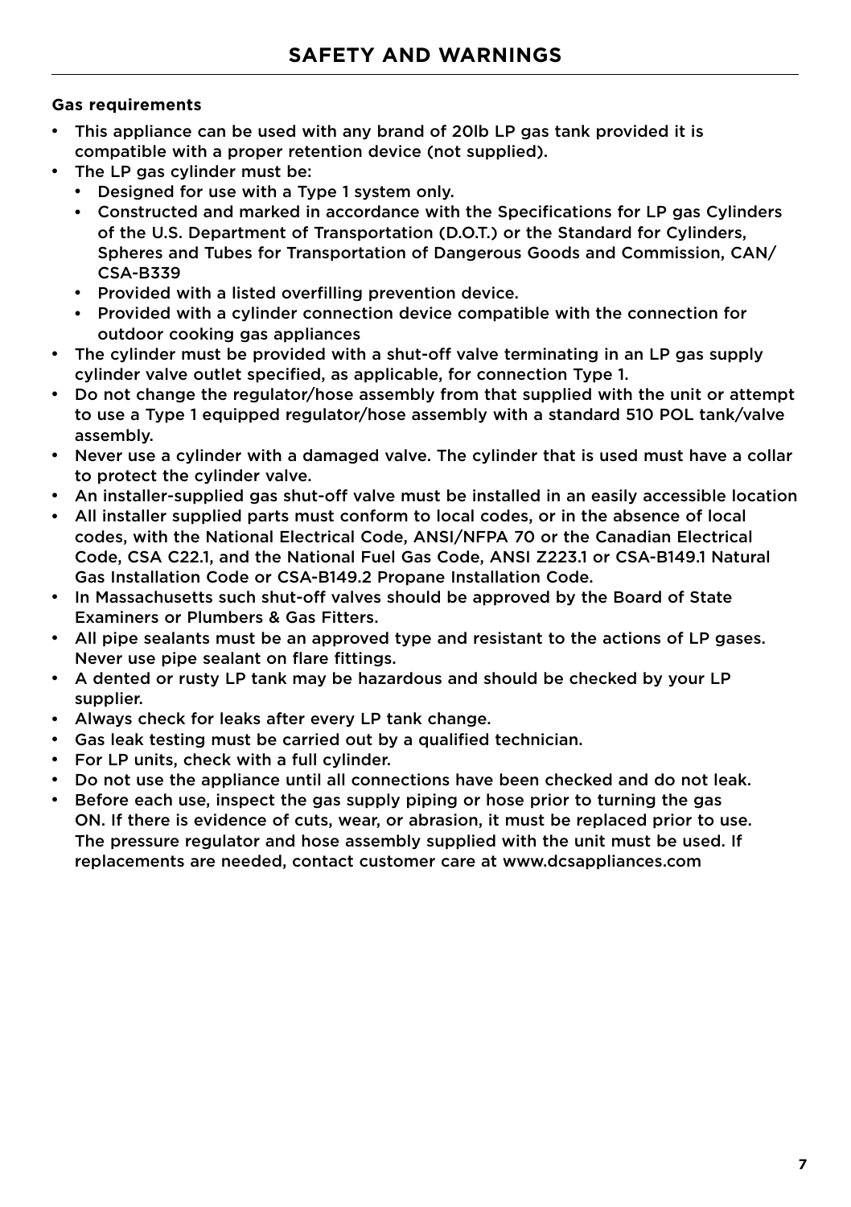## SAFETY AND WARNINGS

**Gas requirements**

- This appliance can be used with any brand of 20lb LP gas tank provided it is compatible with a proper retention device (not supplied).
- The LP gas cylinder must be:
  - Designed for use with a Type 1 system only.
  - Constructed and marked in accordance with the Specifications for LP gas Cylinders of the U.S. Department of Transportation (D.O.T.) or the Standard for Cylinders, Spheres and Tubes for Transportation of Dangerous Goods and Commission, CAN/CSA-B339
  - Provided with a listed overfilling prevention device.
  - Provided with a cylinder connection device compatible with the connection for outdoor cooking gas appliances
- The cylinder must be provided with a shut-off valve terminating in an LP gas supply cylinder valve outlet specified, as applicable, for connection Type 1.
- Do not change the regulator/hose assembly from that supplied with the unit or attempt to use a Type 1 equipped regulator/hose assembly with a standard 510 POL tank/valve assembly.
- Never use a cylinder with a damaged valve. The cylinder that is used must have a collar to protect the cylinder valve.
- An installer-supplied gas shut-off valve must be installed in an easily accessible location
- All installer supplied parts must conform to local codes, or in the absence of local codes, with the National Electrical Code, ANSI/NFPA 70 or the Canadian Electrical Code, CSA C22.1, and the National Fuel Gas Code, ANSI Z223.1 or CSA-B149.1 Natural Gas Installation Code or CSA-B149.2 Propane Installation Code.
- In Massachusetts such shut-off valves should be approved by the Board of State Examiners or Plumbers & Gas Fitters.
- All pipe sealants must be an approved type and resistant to the actions of LP gases. Never use pipe sealant on flare fittings.
- A dented or rusty LP tank may be hazardous and should be checked by your LP supplier.
- Always check for leaks after every LP tank change.
- Gas leak testing must be carried out by a qualified technician.
- For LP units, check with a full cylinder.
- Do not use the appliance until all connections have been checked and do not leak.
- Before each use, inspect the gas supply piping or hose prior to turning the gas ON. If there is evidence of cuts, wear, or abrasion, it must be replaced prior to use. The pressure regulator and hose assembly supplied with the unit must be used. If replacements are needed, contact customer care at www.dcsappliances.com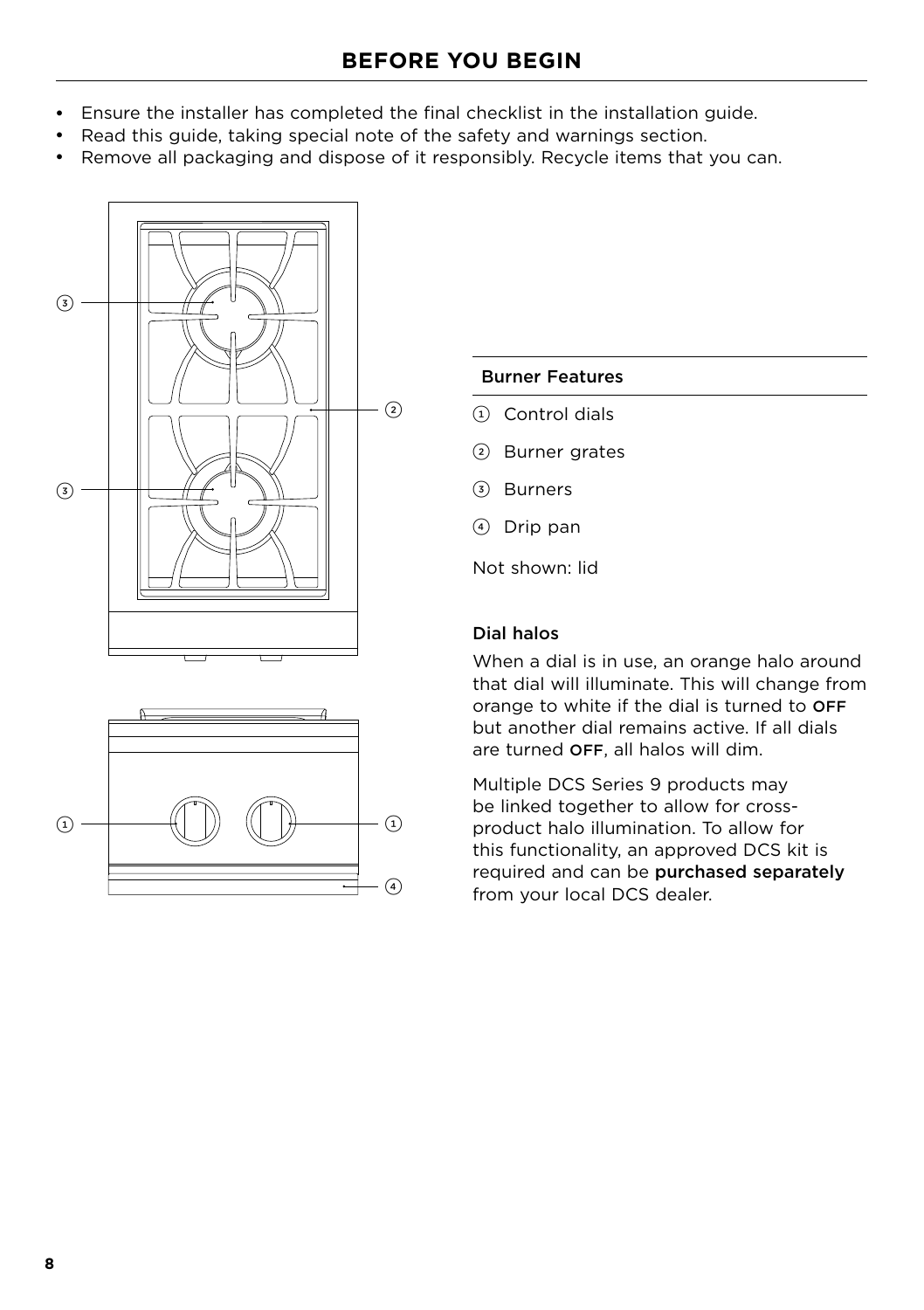# BEFORE YOU BEGIN

- Ensure the installer has completed the final checklist in the installation guide.
- Read this guide, taking special note of the safety and warnings section.
- Remove all packaging and dispose of it responsibly. Recycle items that you can.

| Burner Features |
| --- |
| ① Control dials |
| ② Burner grates |
| ③ Burners |
| ④ Drip pan |

Not shown: lid

### Dial halos

When a dial is in use, an orange halo around that dial will illuminate. This will change from orange to white if the dial is turned to OFF but another dial remains active. If all dials are turned OFF, all halos will dim.

Multiple DCS Series 9 products may be linked together to allow for cross-product halo illumination. To allow for this functionality, an approved DCS kit is required and can be **purchased separately** from your local DCS dealer.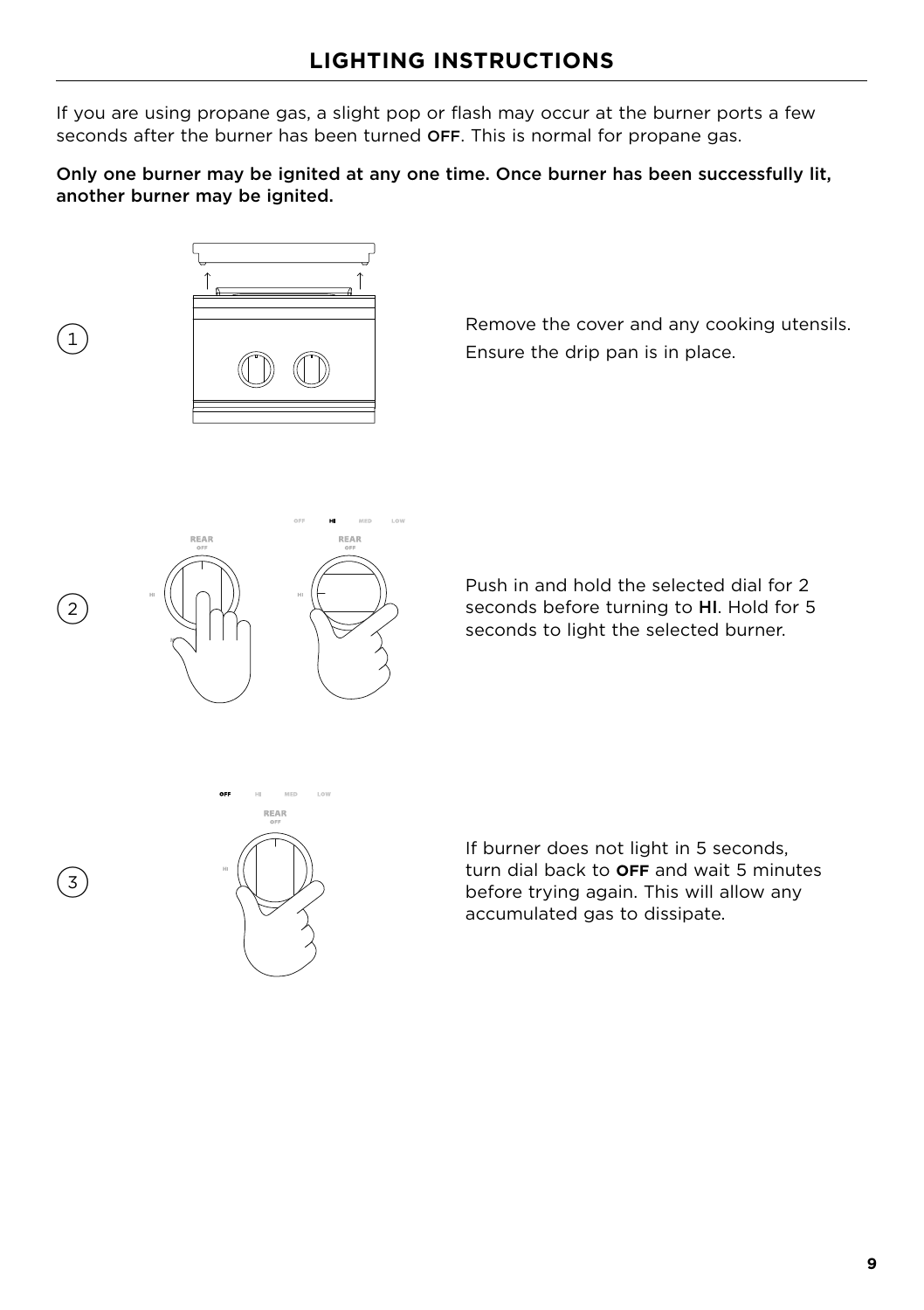## LIGHTING INSTRUCTIONS

If you are using propane gas, a slight pop or flash may occur at the burner ports a few seconds after the burner has been turned **OFF**. This is normal for propane gas.

**Only one burner may be ignited at any one time. Once burner has been successfully lit, another burner may be ignited.**

1. Remove the cover and any cooking utensils.
   Ensure the drip pan is in place.

2. Push in and hold the selected dial for 2 seconds before turning to **HI**. Hold for 5 seconds to light the selected burner.

3. If burner does not light in 5 seconds, turn dial back to **OFF** and wait 5 minutes before trying again. This will allow any accumulated gas to dissipate.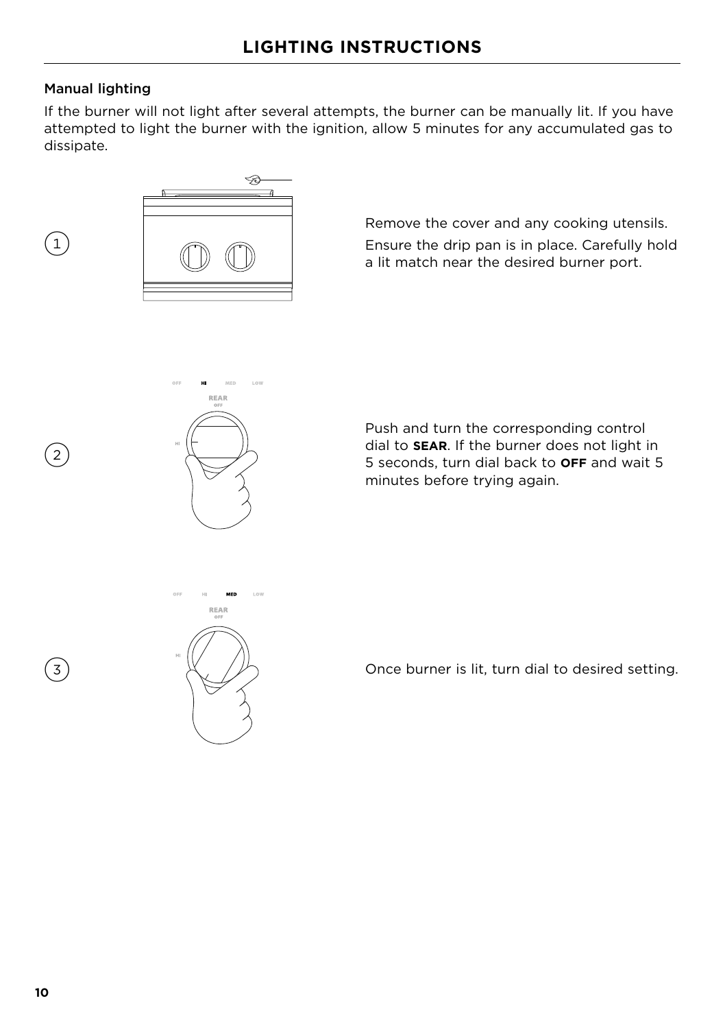# LIGHTING INSTRUCTIONS

## Manual lighting

If the burner will not light after several attempts, the burner can be manually lit. If you have attempted to light the burner with the ignition, allow 5 minutes for any accumulated gas to dissipate.

1. Remove the cover and any cooking utensils.
   Ensure the drip pan is in place. Carefully hold a lit match near the desired burner port.

2. Push and turn the corresponding control dial to **SEAR**. If the burner does not light in 5 seconds, turn dial back to **OFF** and wait 5 minutes before trying again.

3. Once burner is lit, turn dial to desired setting.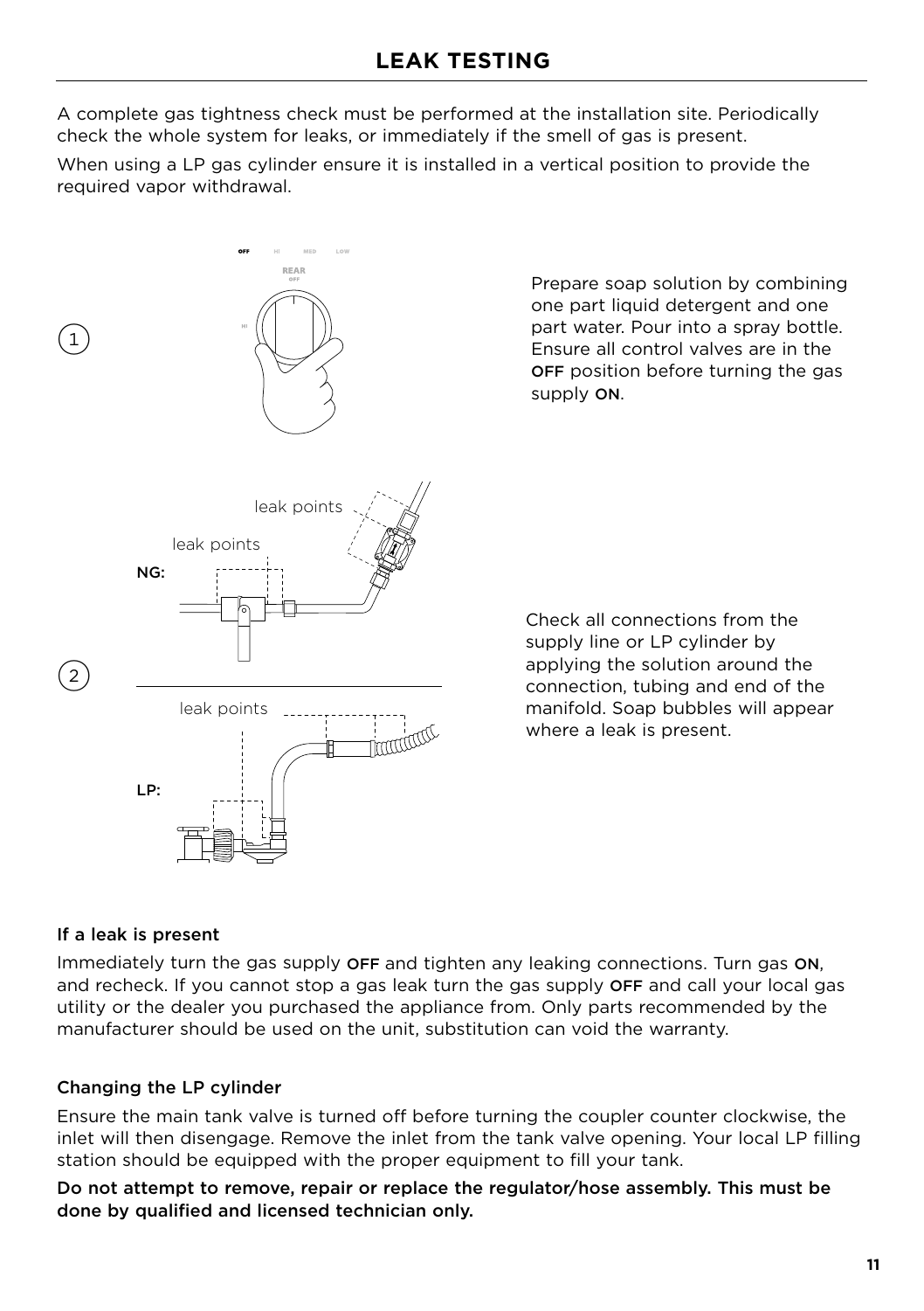# LEAK TESTING

A complete gas tightness check must be performed at the installation site. Periodically check the whole system for leaks, or immediately if the smell of gas is present.

When using a LP gas cylinder ensure it is installed in a vertical position to provide the required vapor withdrawal.

1. Prepare soap solution by combining one part liquid detergent and one part water. Pour into a spray bottle. Ensure all control valves are in the **OFF** position before turning the gas supply **ON**.

2. Check all connections from the supply line or LP cylinder by applying the solution around the connection, tubing and end of the manifold. Soap bubbles will appear where a leak is present.

### If a leak is present

Immediately turn the gas supply **OFF** and tighten any leaking connections. Turn gas **ON**, and recheck. If you cannot stop a gas leak turn the gas supply **OFF** and call your local gas utility or the dealer you purchased the appliance from. Only parts recommended by the manufacturer should be used on the unit, substitution can void the warranty.

### Changing the LP cylinder

Ensure the main tank valve is turned off before turning the coupler counter clockwise, the inlet will then disengage. Remove the inlet from the tank valve opening. Your local LP filling station should be equipped with the proper equipment to fill your tank.

**Do not attempt to remove, repair or replace the regulator/hose assembly. This must be done by qualified and licensed technician only.**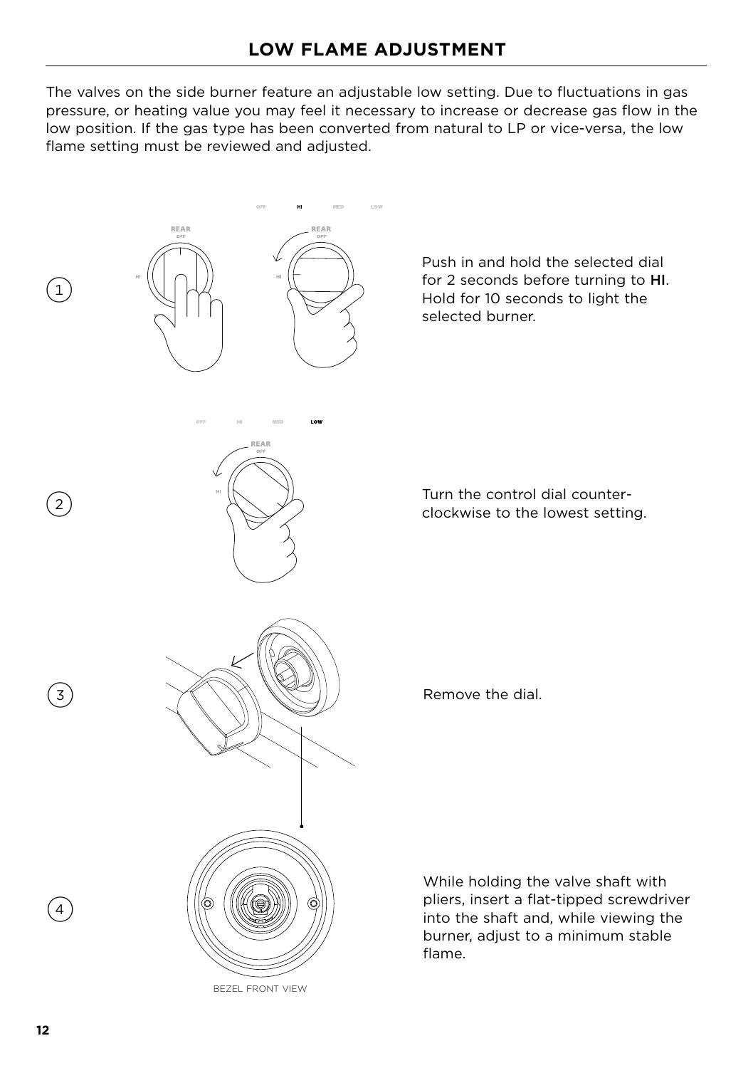# LOW FLAME ADJUSTMENT

The valves on the side burner feature an adjustable low setting. Due to fluctuations in gas pressure, or heating value you may feel it necessary to increase or decrease gas flow in the low position. If the gas type has been converted from natural to LP or vice-versa, the low flame setting must be reviewed and adjusted.

1. Push in and hold the selected dial for 2 seconds before turning to **HI**. Hold for 10 seconds to light the selected burner.

2. Turn the control dial counter-clockwise to the lowest setting.

3. Remove the dial.

4. While holding the valve shaft with pliers, insert a flat-tipped screwdriver into the shaft and, while viewing the burner, adjust to a minimum stable flame.

BEZEL FRONT VIEW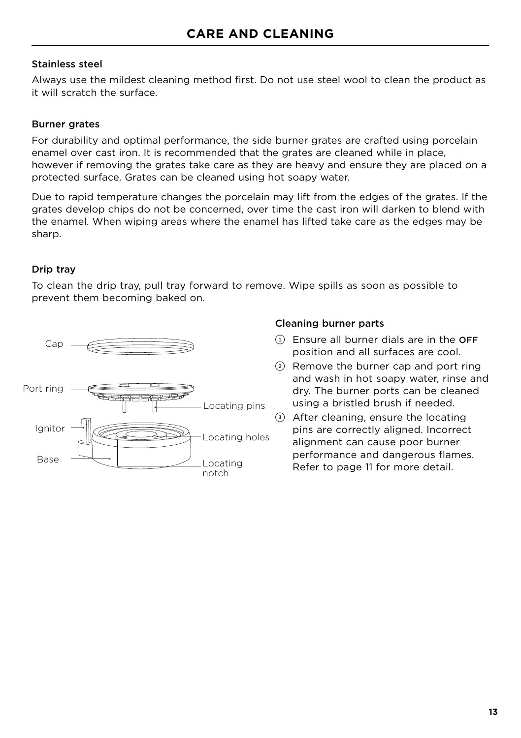# CARE AND CLEANING

### Stainless steel

Always use the mildest cleaning method first. Do not use steel wool to clean the product as it will scratch the surface.

### Burner grates

For durability and optimal performance, the side burner grates are crafted using porcelain enamel over cast iron. It is recommended that the grates are cleaned while in place, however if removing the grates take care as they are heavy and ensure they are placed on a protected surface. Grates can be cleaned using hot soapy water.

Due to rapid temperature changes the porcelain may lift from the edges of the grates. If the grates develop chips do not be concerned, over time the cast iron will darken to blend with the enamel. When wiping areas where the enamel has lifted take care as the edges may be sharp.

### Drip tray

To clean the drip tray, pull tray forward to remove. Wipe spills as soon as possible to prevent them becoming baked on.

Cap

Port ring

Locating pins

Ignitor

Locating holes

Base

Locating notch

### Cleaning burner parts

1. Ensure all burner dials are in the **OFF** position and all surfaces are cool.
2. Remove the burner cap and port ring and wash in hot soapy water, rinse and dry. The burner ports can be cleaned using a bristled brush if needed.
3. After cleaning, ensure the locating pins are correctly aligned. Incorrect alignment can cause poor burner performance and dangerous flames. Refer to page 11 for more detail.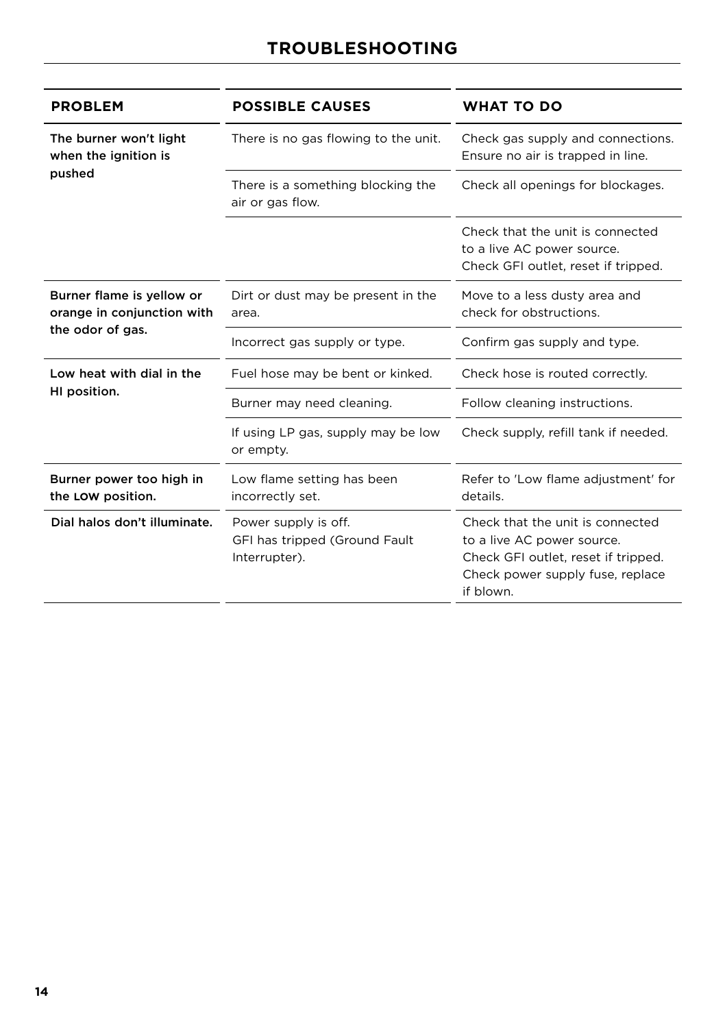# TROUBLESHOOTING

| PROBLEM | POSSIBLE CAUSES | WHAT TO DO |
|---|---|---|
| **The burner won't light when the ignition is pushed** | There is no gas flowing to the unit. | Check gas supply and connections. Ensure no air is trapped in line. |
| | There is a something blocking the air or gas flow. | Check all openings for blockages. |
| | | Check that the unit is connected to a live AC power source. Check GFI outlet, reset if tripped. |
| **Burner flame is yellow or orange in conjunction with the odor of gas.** | Dirt or dust may be present in the area. | Move to a less dusty area and check for obstructions. |
| | Incorrect gas supply or type. | Confirm gas supply and type. |
| **Low heat with dial in the HI position.** | Fuel hose may be bent or kinked. | Check hose is routed correctly. |
| | Burner may need cleaning. | Follow cleaning instructions. |
| | If using LP gas, supply may be low or empty. | Check supply, refill tank if needed. |
| **Burner power too high in the LOW position.** | Low flame setting has been incorrectly set. | Refer to 'Low flame adjustment' for details. |
| **Dial halos don't illuminate.** | Power supply is off. GFI has tripped (Ground Fault Interrupter). | Check that the unit is connected to a live AC power source. Check GFI outlet, reset if tripped. Check power supply fuse, replace if blown. |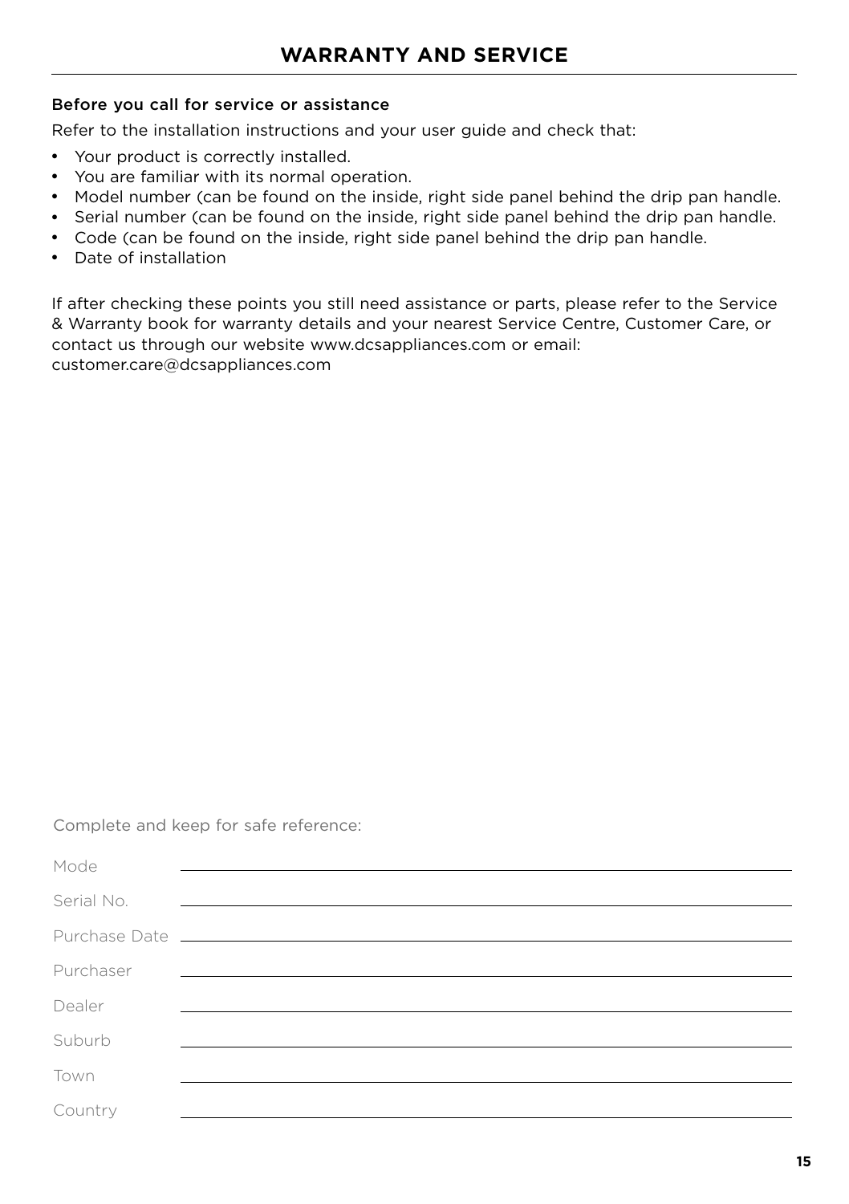# WARRANTY AND SERVICE

### Before you call for service or assistance

Refer to the installation instructions and your user guide and check that:

- Your product is correctly installed.
- You are familiar with its normal operation.
- Model number (can be found on the inside, right side panel behind the drip pan handle.
- Serial number (can be found on the inside, right side panel behind the drip pan handle.
- Code (can be found on the inside, right side panel behind the drip pan handle.
- Date of installation

If after checking these points you still need assistance or parts, please refer to the Service & Warranty book for warranty details and your nearest Service Centre, Customer Care, or contact us through our website www.dcsappliances.com or email: customer.care@dcsappliances.com

Complete and keep for safe reference:

Mode ____________________

Serial No. ____________________

Purchase Date ____________________

Purchaser ____________________

Dealer ____________________

Suburb ____________________

Town ____________________

Country ____________________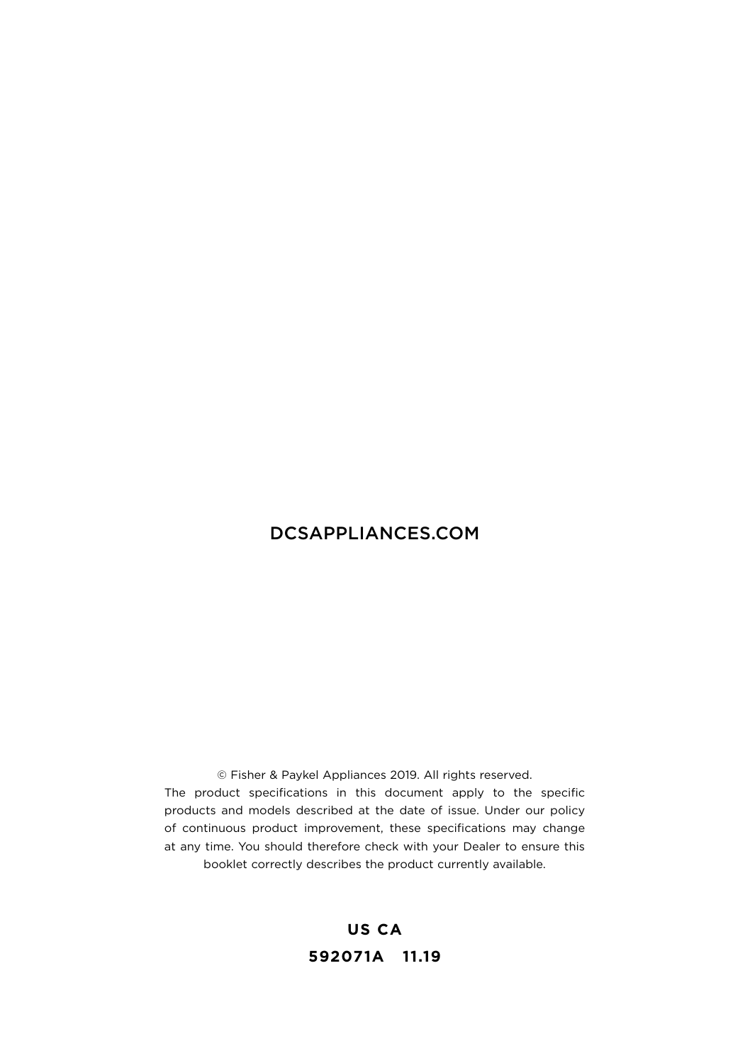DCSAPPLIANCES.COM

© Fisher & Paykel Appliances 2019. All rights reserved.
The product specifications in this document apply to the specific products and models described at the date of issue. Under our policy of continuous product improvement, these specifications may change at any time. You should therefore check with your Dealer to ensure this booklet correctly describes the product currently available.

**US CA**

**592071A 11.19**